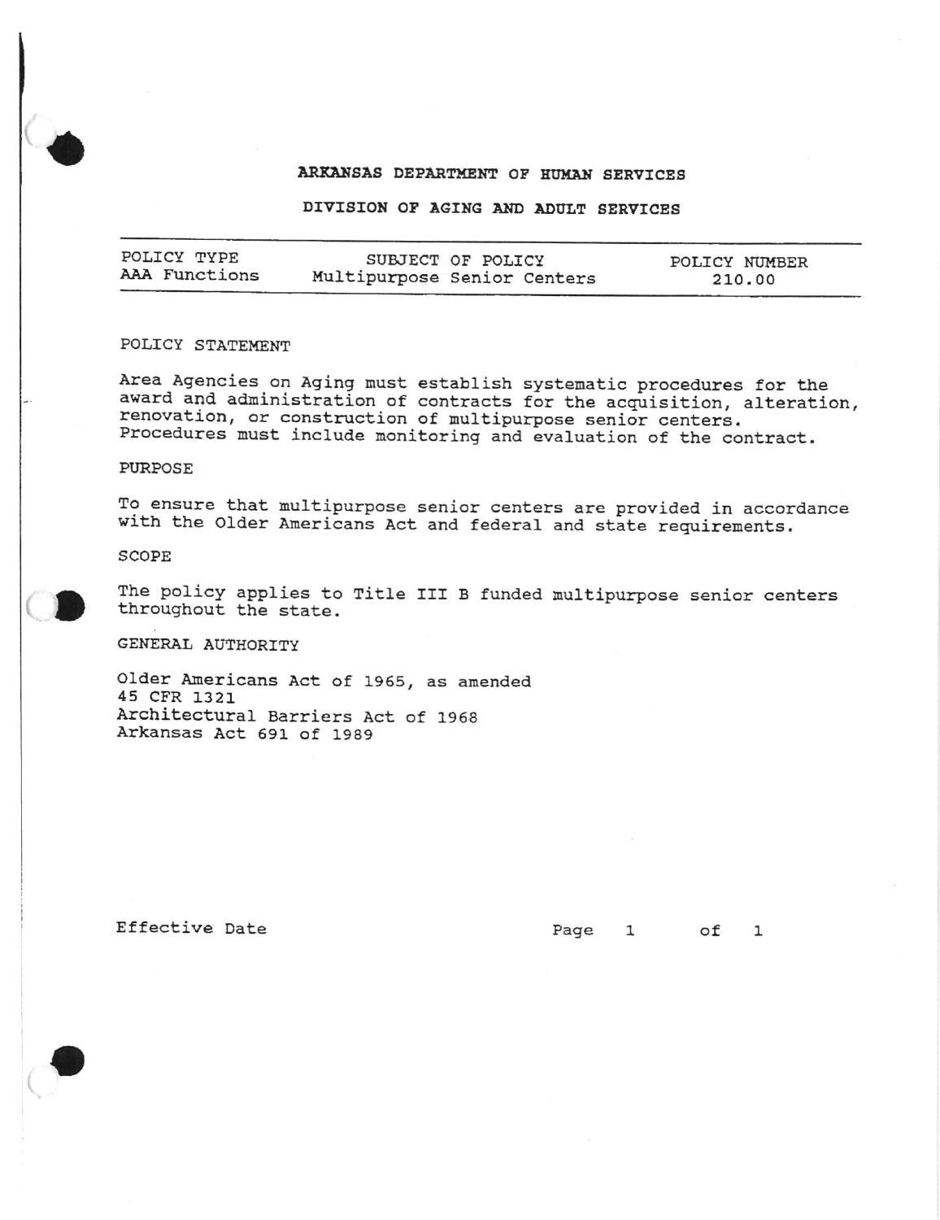# ARKANSAS DEPARTMENT OF HUMAN SERVICES

## DIVISION OF AGING AND ADULT SERVICES

| POLICY TYPE | SUBJECT OF POLICY | POLICY NUMBER |
|---|---|---|
| AAA Functions | Multipurpose Senior Centers | 210.00 |

POLICY STATEMENT

Area Agencies on Aging must establish systematic procedures for the award and administration of contracts for the acquisition, alteration, renovation, or construction of multipurpose senior centers. Procedures must include monitoring and evaluation of the contract.

PURPOSE

To ensure that multipurpose senior centers are provided in accordance with the Older Americans Act and federal and state requirements.

SCOPE

The policy applies to Title III B funded multipurpose senior centers throughout the state.

GENERAL AUTHORITY

Older Americans Act of 1965, as amended
45 CFR 1321
Architectural Barriers Act of 1968
Arkansas Act 691 of 1989

Effective Date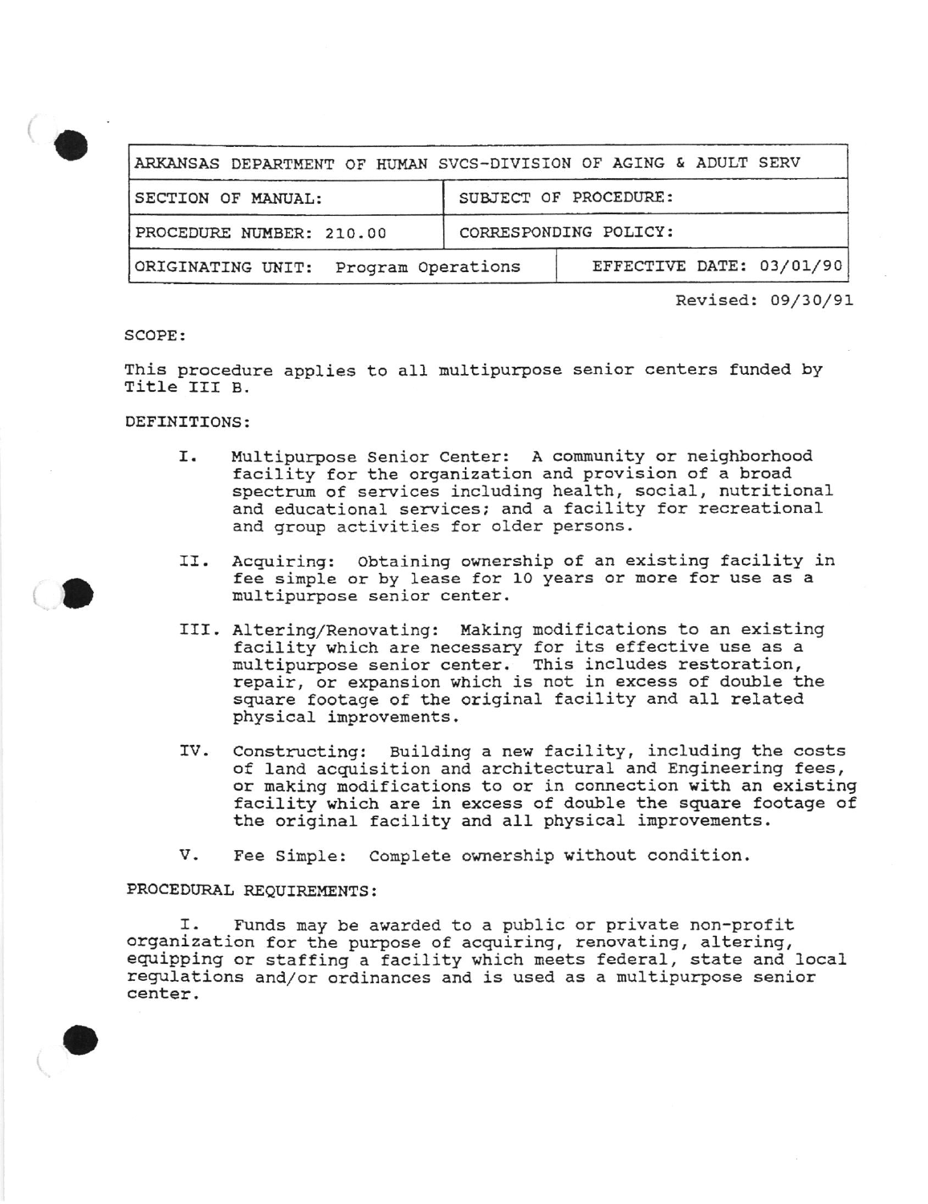| ARKANSAS DEPARTMENT OF HUMAN SVCS-DIVISION OF AGING & ADULT SERV | |
|---|---|
| SECTION OF MANUAL: | SUBJECT OF PROCEDURE: |
| PROCEDURE NUMBER: 210.00 | CORRESPONDING POLICY: |
| ORIGINATING UNIT: Program Operations | EFFECTIVE DATE: 03/01/90 |

Revised: 09/30/91

SCOPE:

This procedure applies to all multipurpose senior centers funded by Title III B.

DEFINITIONS:

I. Multipurpose Senior Center: A community or neighborhood facility for the organization and provision of a broad spectrum of services including health, social, nutritional and educational services; and a facility for recreational and group activities for older persons.

II. Acquiring: Obtaining ownership of an existing facility in fee simple or by lease for 10 years or more for use as a multipurpose senior center.

III. Altering/Renovating: Making modifications to an existing facility which are necessary for its effective use as a multipurpose senior center. This includes restoration, repair, or expansion which is not in excess of double the square footage of the original facility and all related physical improvements.

IV. Constructing: Building a new facility, including the costs of land acquisition and architectural and Engineering fees, or making modifications to or in connection with an existing facility which are in excess of double the square footage of the original facility and all physical improvements.

V. Fee Simple: Complete ownership without condition.

PROCEDURAL REQUIREMENTS:

I. Funds may be awarded to a public or private non-profit organization for the purpose of acquiring, renovating, altering, equipping or staffing a facility which meets federal, state and local regulations and/or ordinances and is used as a multipurpose senior center.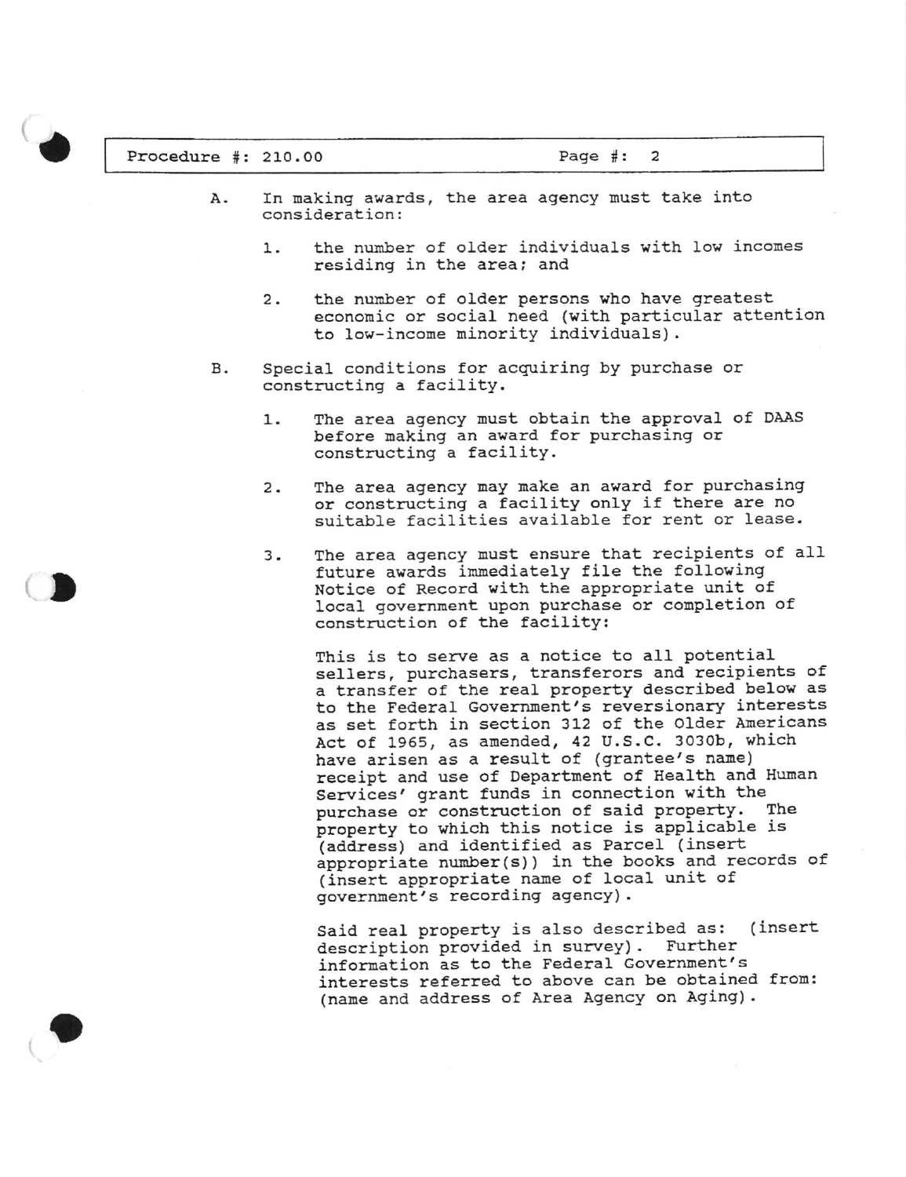A. In making awards, the area agency must take into consideration:

   1. the number of older individuals with low incomes residing in the area; and

   2. the number of older persons who have greatest economic or social need (with particular attention to low-income minority individuals).

B. Special conditions for acquiring by purchase or constructing a facility.

   1. The area agency must obtain the approval of DAAS before making an award for purchasing or constructing a facility.

   2. The area agency may make an award for purchasing or constructing a facility only if there are no suitable facilities available for rent or lease.

   3. The area agency must ensure that recipients of all future awards immediately file the following Notice of Record with the appropriate unit of local government upon purchase or completion of construction of the facility:

      This is to serve as a notice to all potential sellers, purchasers, transferors and recipients of a transfer of the real property described below as to the Federal Government's reversionary interests as set forth in section 312 of the Older Americans Act of 1965, as amended, 42 U.S.C. 3030b, which have arisen as a result of (grantee's name) receipt and use of Department of Health and Human Services' grant funds in connection with the purchase or construction of said property. The property to which this notice is applicable is (address) and identified as Parcel (insert appropriate number(s)) in the books and records of (insert appropriate name of local unit of government's recording agency).

      Said real property is also described as: (insert description provided in survey). Further information as to the Federal Government's interests referred to above can be obtained from: (name and address of Area Agency on Aging).